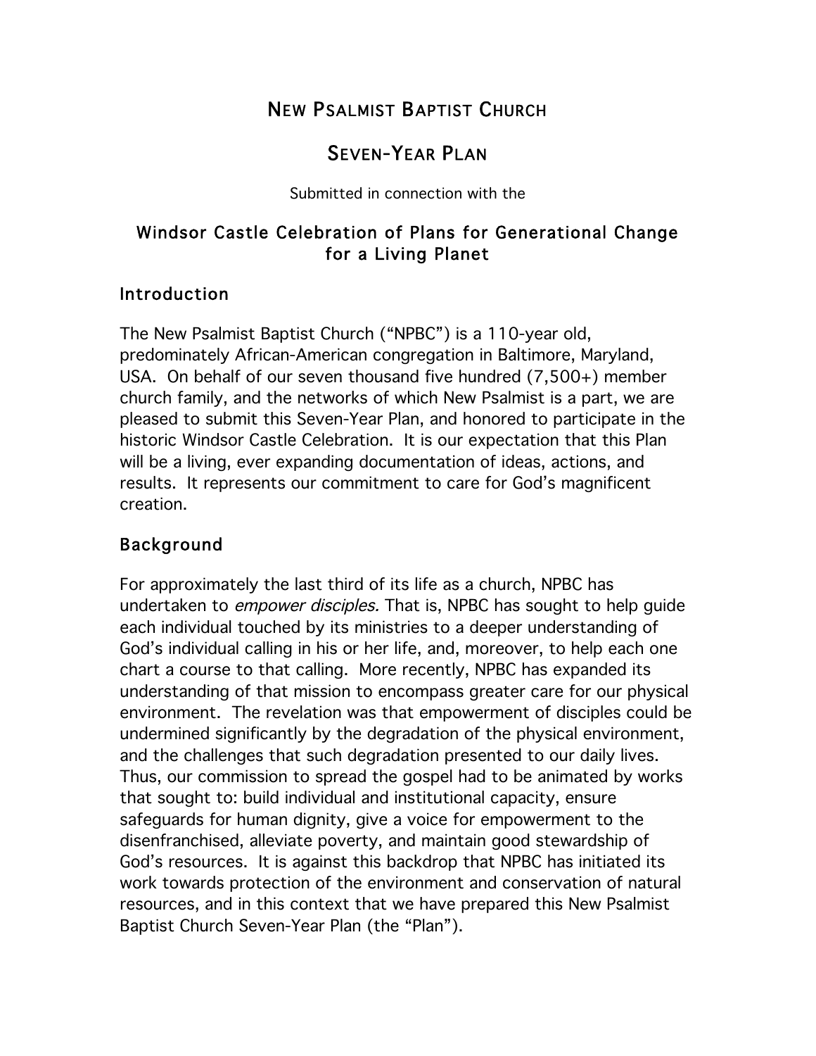# New Psalmist Baptist Church

# Seven-Year Plan

Submitted in connection with the

## Windsor Castle Celebration of Plans for Generational Change for a Living Planet

## Introduction

The New Psalmist Baptist Church ("NPBC") is a 110-year old, predominately African-American congregation in Baltimore, Maryland, USA. On behalf of our seven thousand five hundred (7,500+) member church family, and the networks of which New Psalmist is a part, we are pleased to submit this Seven-Year Plan, and honored to participate in the historic Windsor Castle Celebration. It is our expectation that this Plan will be a living, ever expanding documentation of ideas, actions, and results. It represents our commitment to care for God's magnificent creation.

## Background

For approximately the last third of its life as a church, NPBC has undertaken to *empower disciples.* That is, NPBC has sought to help guide each individual touched by its ministries to a deeper understanding of God's individual calling in his or her life, and, moreover, to help each one chart a course to that calling. More recently, NPBC has expanded its understanding of that mission to encompass greater care for our physical environment. The revelation was that empowerment of disciples could be undermined significantly by the degradation of the physical environment, and the challenges that such degradation presented to our daily lives. Thus, our commission to spread the gospel had to be animated by works that sought to: build individual and institutional capacity, ensure safeguards for human dignity, give a voice for empowerment to the disenfranchised, alleviate poverty, and maintain good stewardship of God's resources. It is against this backdrop that NPBC has initiated its work towards protection of the environment and conservation of natural resources, and in this context that we have prepared this New Psalmist Baptist Church Seven-Year Plan (the "Plan").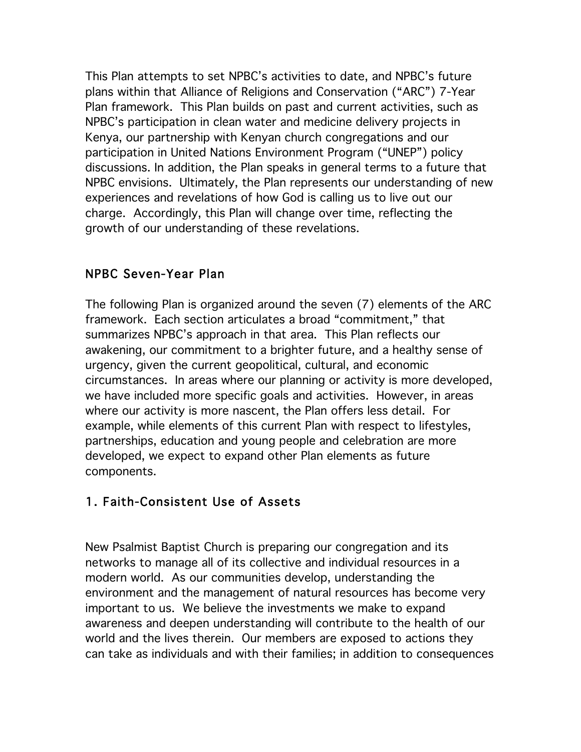This Plan attempts to set NPBC's activities to date, and NPBC's future plans within that Alliance of Religions and Conservation ("ARC") 7-Year Plan framework. This Plan builds on past and current activities, such as NPBC's participation in clean water and medicine delivery projects in Kenya, our partnership with Kenyan church congregations and our participation in United Nations Environment Program ("UNEP") policy discussions. In addition, the Plan speaks in general terms to a future that NPBC envisions. Ultimately, the Plan represents our understanding of new experiences and revelations of how God is calling us to live out our charge. Accordingly, this Plan will change over time, reflecting the growth of our understanding of these revelations.

## NPBC Seven-Year Plan

The following Plan is organized around the seven (7) elements of the ARC framework. Each section articulates a broad "commitment," that summarizes NPBC's approach in that area. This Plan reflects our awakening, our commitment to a brighter future, and a healthy sense of urgency, given the current geopolitical, cultural, and economic circumstances. In areas where our planning or activity is more developed, we have included more specific goals and activities. However, in areas where our activity is more nascent, the Plan offers less detail. For example, while elements of this current Plan with respect to lifestyles, partnerships, education and young people and celebration are more developed, we expect to expand other Plan elements as future components.

## 1. Faith-Consistent Use of Assets

New Psalmist Baptist Church is preparing our congregation and its networks to manage all of its collective and individual resources in a modern world. As our communities develop, understanding the environment and the management of natural resources has become very important to us. We believe the investments we make to expand awareness and deepen understanding will contribute to the health of our world and the lives therein. Our members are exposed to actions they can take as individuals and with their families; in addition to consequences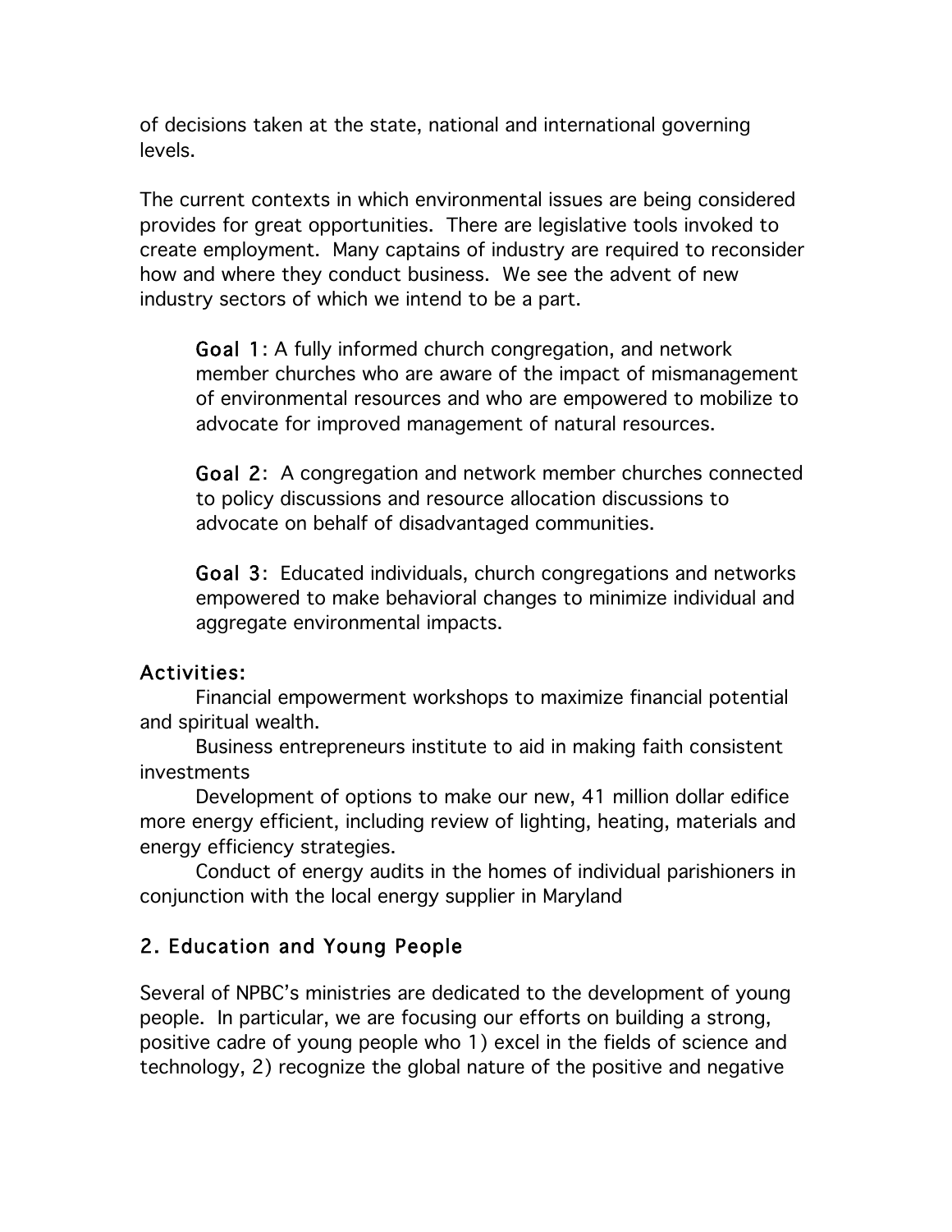of decisions taken at the state, national and international governing levels.

The current contexts in which environmental issues are being considered provides for great opportunities. There are legislative tools invoked to create employment. Many captains of industry are required to reconsider how and where they conduct business. We see the advent of new industry sectors of which we intend to be a part.

> **Goal 1**: A fully informed church congregation, and network member churches who are aware of the impact of mismanagement of environmental resources and who are empowered to mobilize to advocate for improved management of natural resources.
>
> **Goal 2**: A congregation and network member churches connected to policy discussions and resource allocation discussions to advocate on behalf of disadvantaged communities.
>
> **Goal 3**: Educated individuals, church congregations and networks empowered to make behavioral changes to minimize individual and aggregate environmental impacts.

**Activities:**

Financial empowerment workshops to maximize financial potential and spiritual wealth.

Business entrepreneurs institute to aid in making faith consistent investments

Development of options to make our new, 41 million dollar edifice more energy efficient, including review of lighting, heating, materials and energy efficiency strategies.

Conduct of energy audits in the homes of individual parishioners in conjunction with the local energy supplier in Maryland

## 2. Education and Young People

Several of NPBC's ministries are dedicated to the development of young people. In particular, we are focusing our efforts on building a strong, positive cadre of young people who 1) excel in the fields of science and technology, 2) recognize the global nature of the positive and negative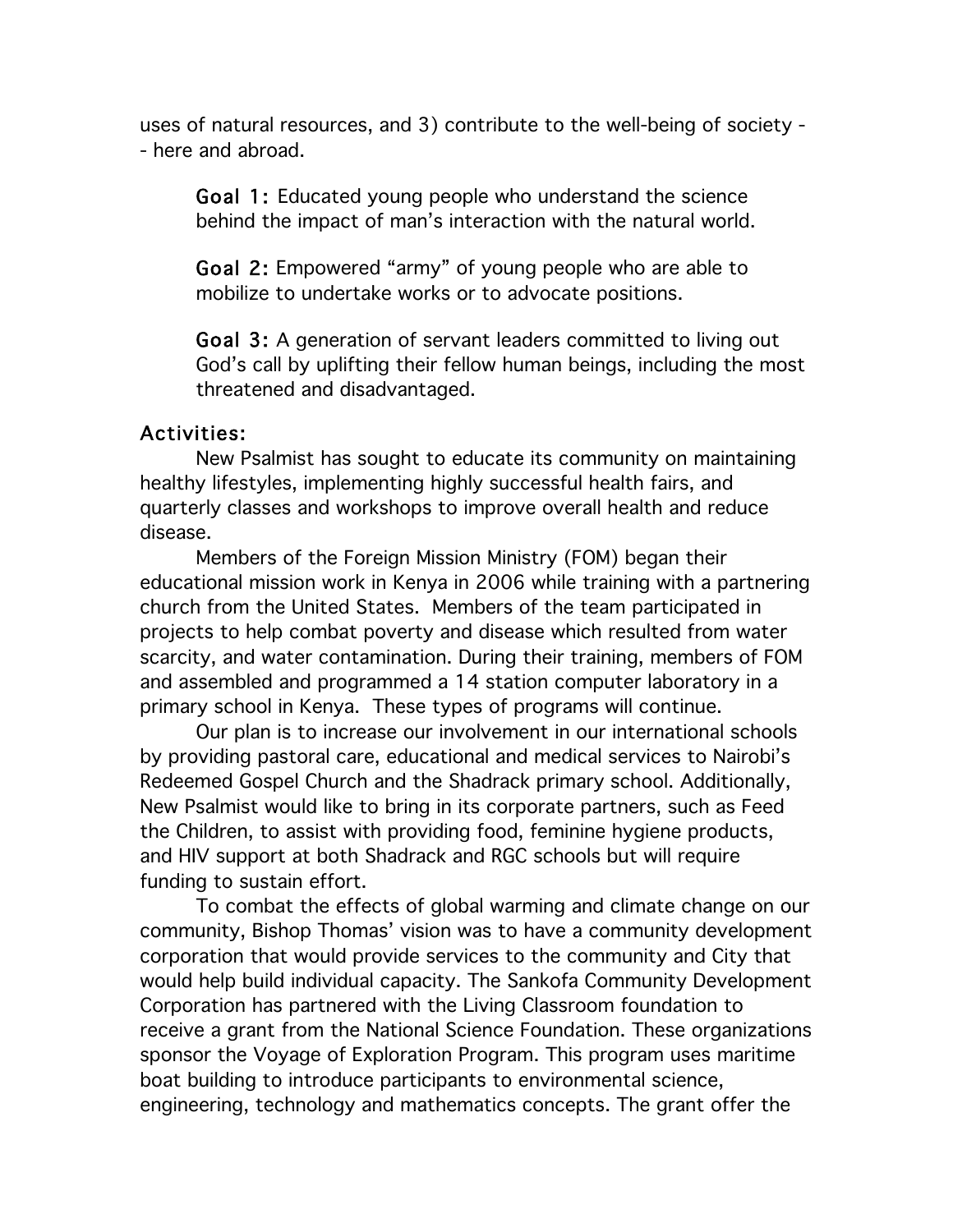uses of natural resources, and 3) contribute to the well-being of society -- here and abroad.

> **Goal 1:** Educated young people who understand the science behind the impact of man's interaction with the natural world.
>
> **Goal 2:** Empowered "army" of young people who are able to mobilize to undertake works or to advocate positions.
>
> **Goal 3:** A generation of servant leaders committed to living out God's call by uplifting their fellow human beings, including the most threatened and disadvantaged.

**Activities:**

New Psalmist has sought to educate its community on maintaining healthy lifestyles, implementing highly successful health fairs, and quarterly classes and workshops to improve overall health and reduce disease.

Members of the Foreign Mission Ministry (FOM) began their educational mission work in Kenya in 2006 while training with a partnering church from the United States. Members of the team participated in projects to help combat poverty and disease which resulted from water scarcity, and water contamination. During their training, members of FOM and assembled and programmed a 14 station computer laboratory in a primary school in Kenya. These types of programs will continue.

Our plan is to increase our involvement in our international schools by providing pastoral care, educational and medical services to Nairobi's Redeemed Gospel Church and the Shadrack primary school. Additionally, New Psalmist would like to bring in its corporate partners, such as Feed the Children, to assist with providing food, feminine hygiene products, and HIV support at both Shadrack and RGC schools but will require funding to sustain effort.

To combat the effects of global warming and climate change on our community, Bishop Thomas' vision was to have a community development corporation that would provide services to the community and City that would help build individual capacity. The Sankofa Community Development Corporation has partnered with the Living Classroom foundation to receive a grant from the National Science Foundation. These organizations sponsor the Voyage of Exploration Program. This program uses maritime boat building to introduce participants to environmental science, engineering, technology and mathematics concepts. The grant offer the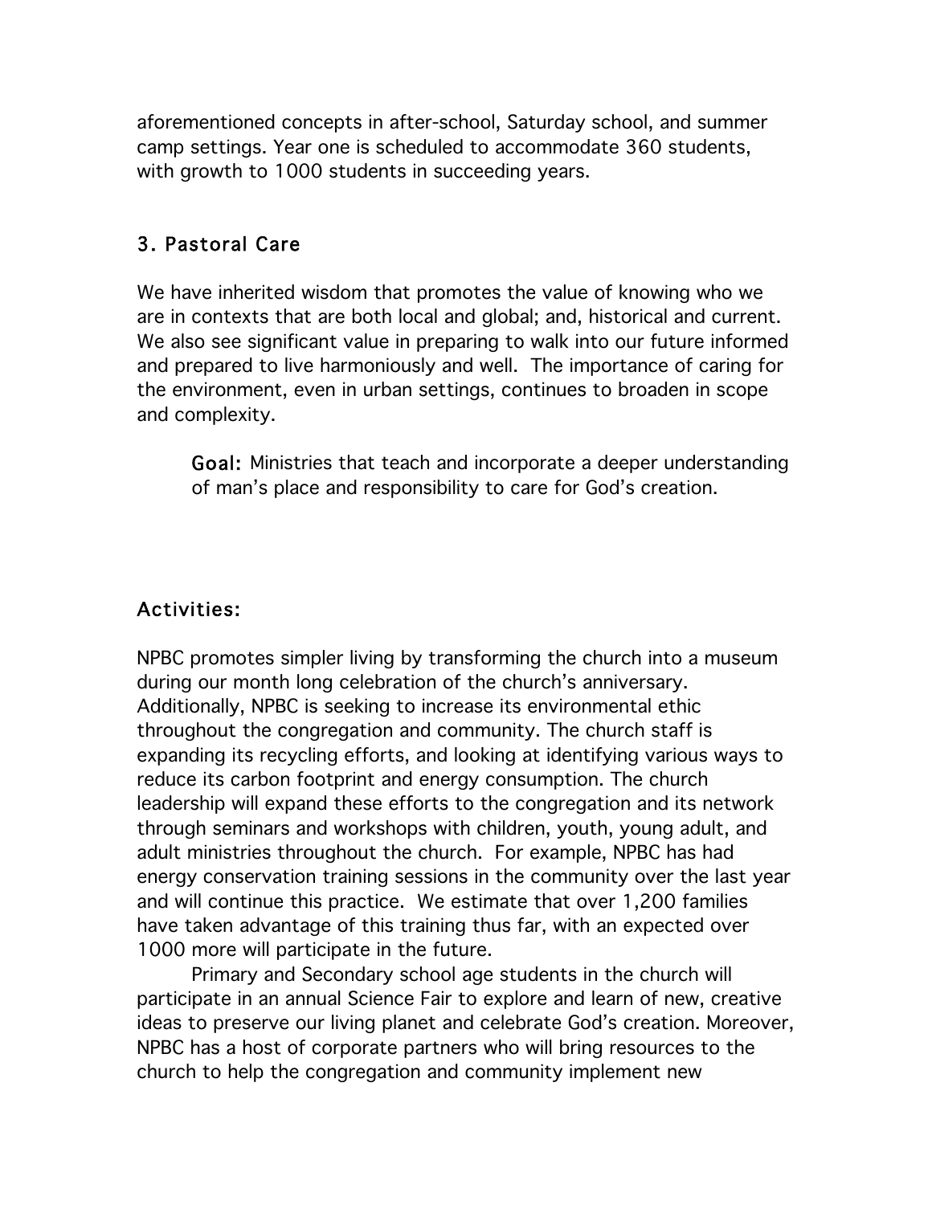aforementioned concepts in after-school, Saturday school, and summer camp settings. Year one is scheduled to accommodate 360 students, with growth to 1000 students in succeeding years.

## 3. Pastoral Care

We have inherited wisdom that promotes the value of knowing who we are in contexts that are both local and global; and, historical and current. We also see significant value in preparing to walk into our future informed and prepared to live harmoniously and well. The importance of caring for the environment, even in urban settings, continues to broaden in scope and complexity.

> **Goal:** Ministries that teach and incorporate a deeper understanding of man's place and responsibility to care for God's creation.

## Activities:

NPBC promotes simpler living by transforming the church into a museum during our month long celebration of the church's anniversary. Additionally, NPBC is seeking to increase its environmental ethic throughout the congregation and community. The church staff is expanding its recycling efforts, and looking at identifying various ways to reduce its carbon footprint and energy consumption. The church leadership will expand these efforts to the congregation and its network through seminars and workshops with children, youth, young adult, and adult ministries throughout the church. For example, NPBC has had energy conservation training sessions in the community over the last year and will continue this practice. We estimate that over 1,200 families have taken advantage of this training thus far, with an expected over 1000 more will participate in the future.

Primary and Secondary school age students in the church will participate in an annual Science Fair to explore and learn of new, creative ideas to preserve our living planet and celebrate God's creation. Moreover, NPBC has a host of corporate partners who will bring resources to the church to help the congregation and community implement new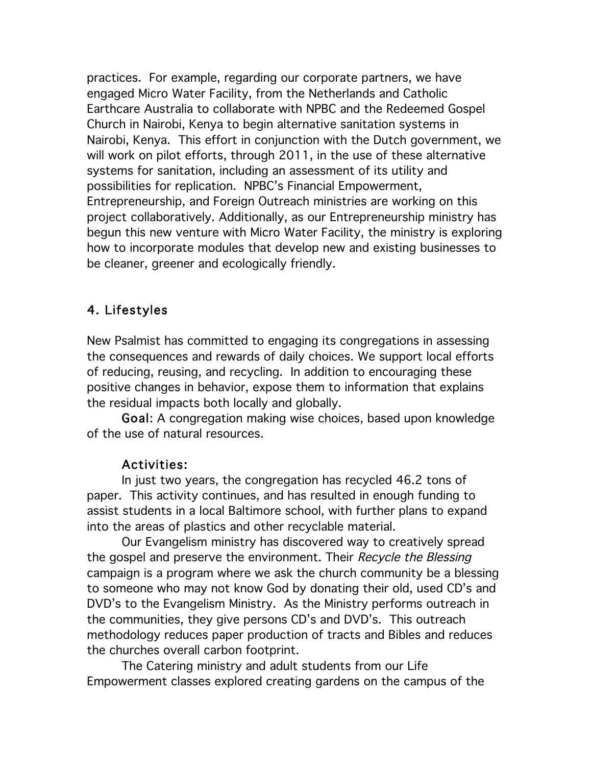practices. For example, regarding our corporate partners, we have engaged Micro Water Facility, from the Netherlands and Catholic Earthcare Australia to collaborate with NPBC and the Redeemed Gospel Church in Nairobi, Kenya to begin alternative sanitation systems in Nairobi, Kenya. This effort in conjunction with the Dutch government, we will work on pilot efforts, through 2011, in the use of these alternative systems for sanitation, including an assessment of its utility and possibilities for replication. NPBC's Financial Empowerment, Entrepreneurship, and Foreign Outreach ministries are working on this project collaboratively. Additionally, as our Entrepreneurship ministry has begun this new venture with Micro Water Facility, the ministry is exploring how to incorporate modules that develop new and existing businesses to be cleaner, greener and ecologically friendly.

## 4. Lifestyles

New Psalmist has committed to engaging its congregations in assessing the consequences and rewards of daily choices. We support local efforts of reducing, reusing, and recycling. In addition to encouraging these positive changes in behavior, expose them to information that explains the residual impacts both locally and globally.

**Goal**: A congregation making wise choices, based upon knowledge of the use of natural resources.

**Activities:**

In just two years, the congregation has recycled 46.2 tons of paper. This activity continues, and has resulted in enough funding to assist students in a local Baltimore school, with further plans to expand into the areas of plastics and other recyclable material.

Our Evangelism ministry has discovered way to creatively spread the gospel and preserve the environment. Their *Recycle the Blessing* campaign is a program where we ask the church community be a blessing to someone who may not know God by donating their old, used CD's and DVD's to the Evangelism Ministry. As the Ministry performs outreach in the communities, they give persons CD's and DVD's. This outreach methodology reduces paper production of tracts and Bibles and reduces the churches overall carbon footprint.

The Catering ministry and adult students from our Life Empowerment classes explored creating gardens on the campus of the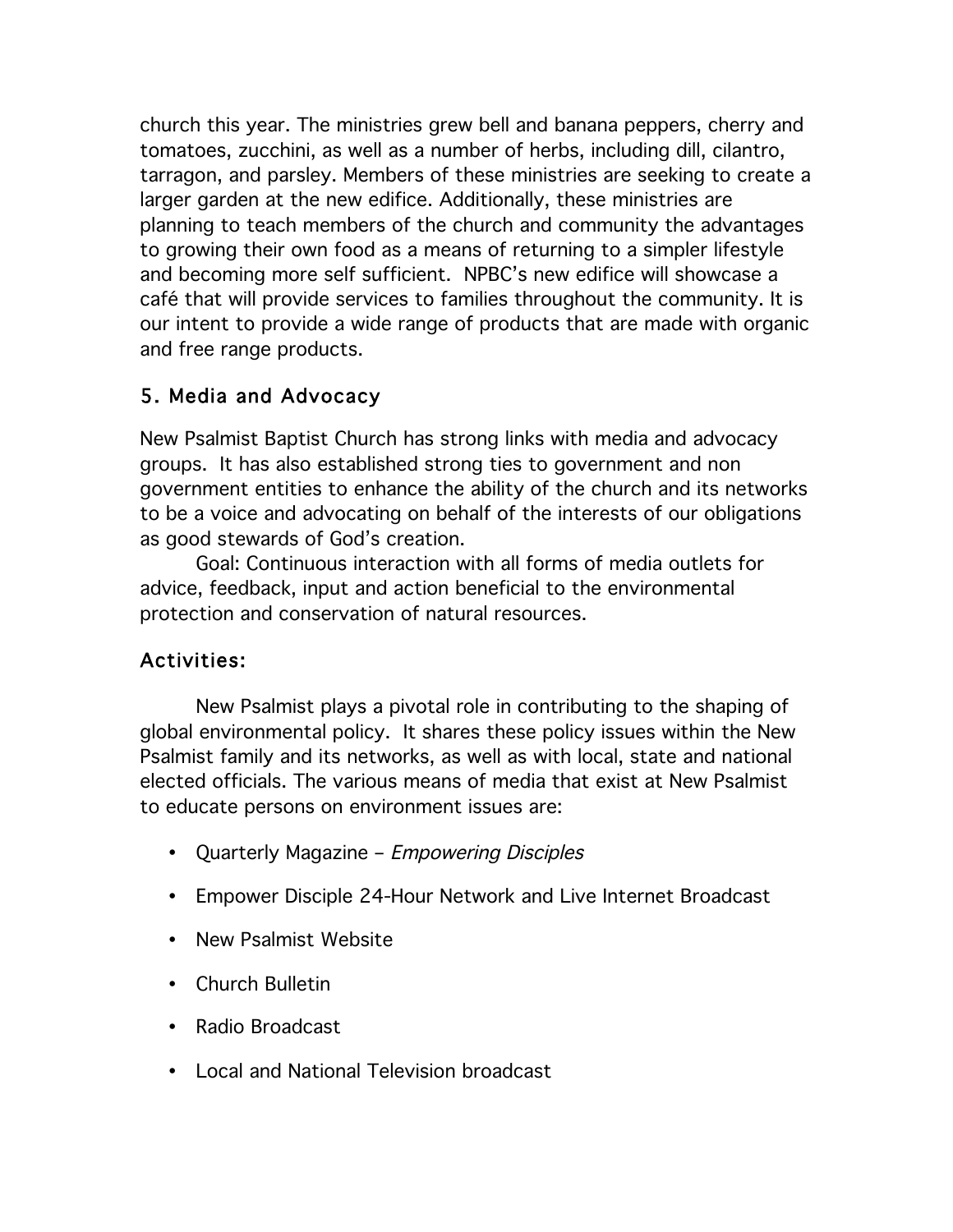church this year. The ministries grew bell and banana peppers, cherry and tomatoes, zucchini, as well as a number of herbs, including dill, cilantro, tarragon, and parsley. Members of these ministries are seeking to create a larger garden at the new edifice. Additionally, these ministries are planning to teach members of the church and community the advantages to growing their own food as a means of returning to a simpler lifestyle and becoming more self sufficient. NPBC's new edifice will showcase a café that will provide services to families throughout the community. It is our intent to provide a wide range of products that are made with organic and free range products.

## 5. Media and Advocacy

New Psalmist Baptist Church has strong links with media and advocacy groups. It has also established strong ties to government and non government entities to enhance the ability of the church and its networks to be a voice and advocating on behalf of the interests of our obligations as good stewards of God's creation.

Goal: Continuous interaction with all forms of media outlets for advice, feedback, input and action beneficial to the environmental protection and conservation of natural resources.

## Activities:

New Psalmist plays a pivotal role in contributing to the shaping of global environmental policy. It shares these policy issues within the New Psalmist family and its networks, as well as with local, state and national elected officials. The various means of media that exist at New Psalmist to educate persons on environment issues are:

- Quarterly Magazine – *Empowering Disciples*
- Empower Disciple 24-Hour Network and Live Internet Broadcast
- New Psalmist Website
- Church Bulletin
- Radio Broadcast
- Local and National Television broadcast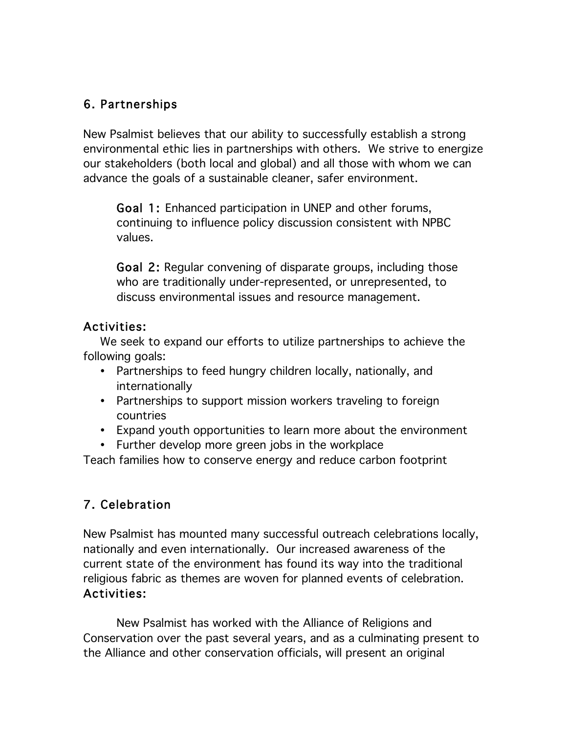## 6. Partnerships

New Psalmist believes that our ability to successfully establish a strong environmental ethic lies in partnerships with others. We strive to energize our stakeholders (both local and global) and all those with whom we can advance the goals of a sustainable cleaner, safer environment.

> **Goal 1:** Enhanced participation in UNEP and other forums, continuing to influence policy discussion consistent with NPBC values.
>
> **Goal 2:** Regular convening of disparate groups, including those who are traditionally under-represented, or unrepresented, to discuss environmental issues and resource management.

### Activities:

We seek to expand our efforts to utilize partnerships to achieve the following goals:

- Partnerships to feed hungry children locally, nationally, and internationally
- Partnerships to support mission workers traveling to foreign countries
- Expand youth opportunities to learn more about the environment
- Further develop more green jobs in the workplace

Teach families how to conserve energy and reduce carbon footprint

## 7. Celebration

New Psalmist has mounted many successful outreach celebrations locally, nationally and even internationally. Our increased awareness of the current state of the environment has found its way into the traditional religious fabric as themes are woven for planned events of celebration.

### Activities:

New Psalmist has worked with the Alliance of Religions and Conservation over the past several years, and as a culminating present to the Alliance and other conservation officials, will present an original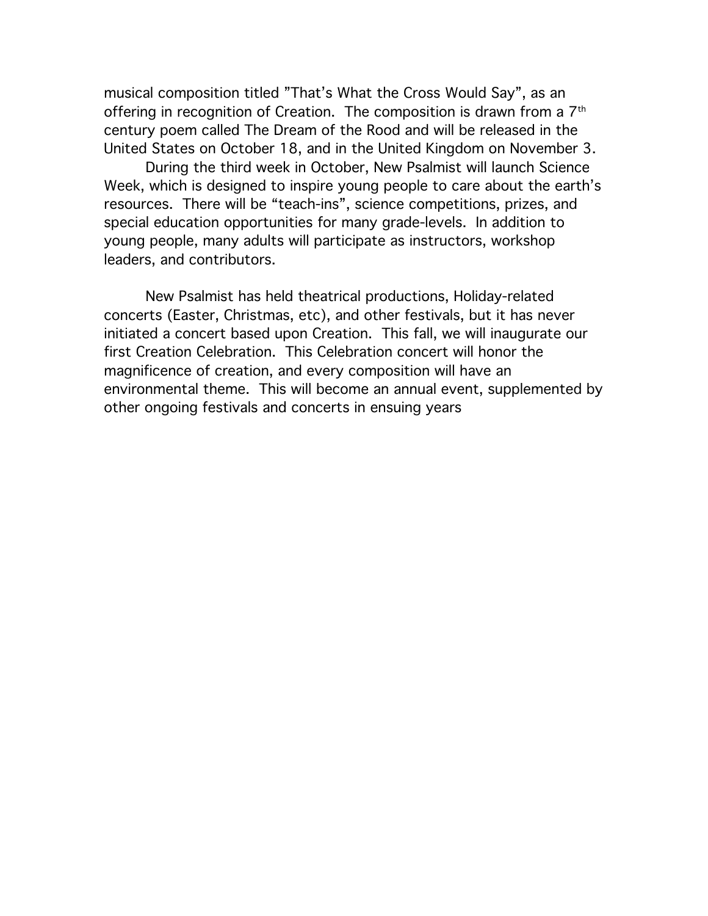musical composition titled "That's What the Cross Would Say", as an offering in recognition of Creation. The composition is drawn from a 7th century poem called The Dream of the Rood and will be released in the United States on October 18, and in the United Kingdom on November 3.

During the third week in October, New Psalmist will launch Science Week, which is designed to inspire young people to care about the earth's resources. There will be "teach-ins", science competitions, prizes, and special education opportunities for many grade-levels. In addition to young people, many adults will participate as instructors, workshop leaders, and contributors.

New Psalmist has held theatrical productions, Holiday-related concerts (Easter, Christmas, etc), and other festivals, but it has never initiated a concert based upon Creation. This fall, we will inaugurate our first Creation Celebration. This Celebration concert will honor the magnificence of creation, and every composition will have an environmental theme. This will become an annual event, supplemented by other ongoing festivals and concerts in ensuing years